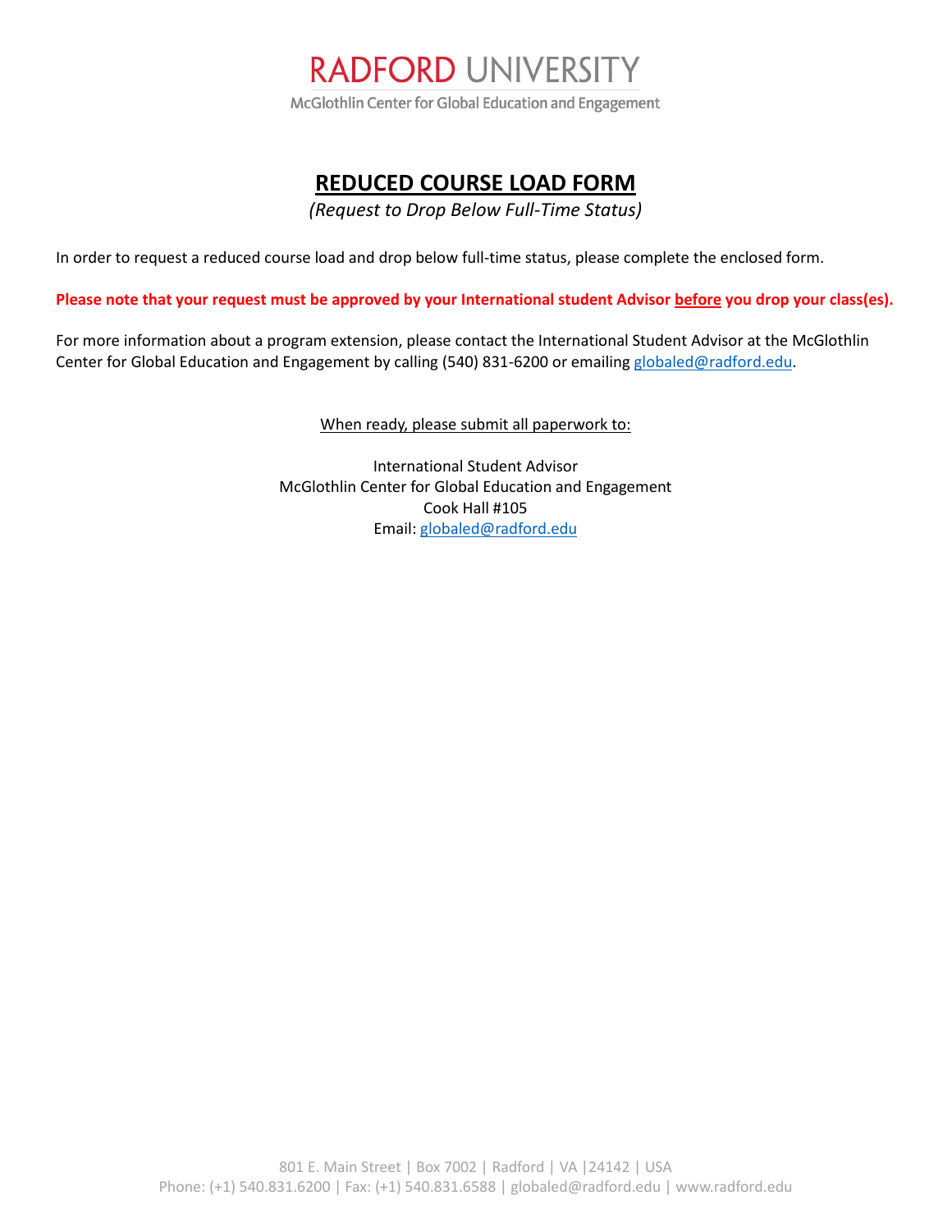RADFORD UNIVERSITY

McGlothlin Center for Global Education and Engagement

# REDUCED COURSE LOAD FORM

*(Request to Drop Below Full-Time Status)*

In order to request a reduced course load and drop below full-time status, please complete the enclosed form.

**Please note that your request must be approved by your International student Advisor before you drop your class(es).**

For more information about a program extension, please contact the International Student Advisor at the McGlothlin Center for Global Education and Engagement by calling (540) 831-6200 or emailing globaled@radford.edu.

When ready, please submit all paperwork to:

International Student Advisor
McGlothlin Center for Global Education and Engagement
Cook Hall #105
Email: globaled@radford.edu

801 E. Main Street | Box 7002 | Radford | VA |24142 | USA
Phone: (+1) 540.831.6200 | Fax: (+1) 540.831.6588 | globaled@radford.edu | www.radford.edu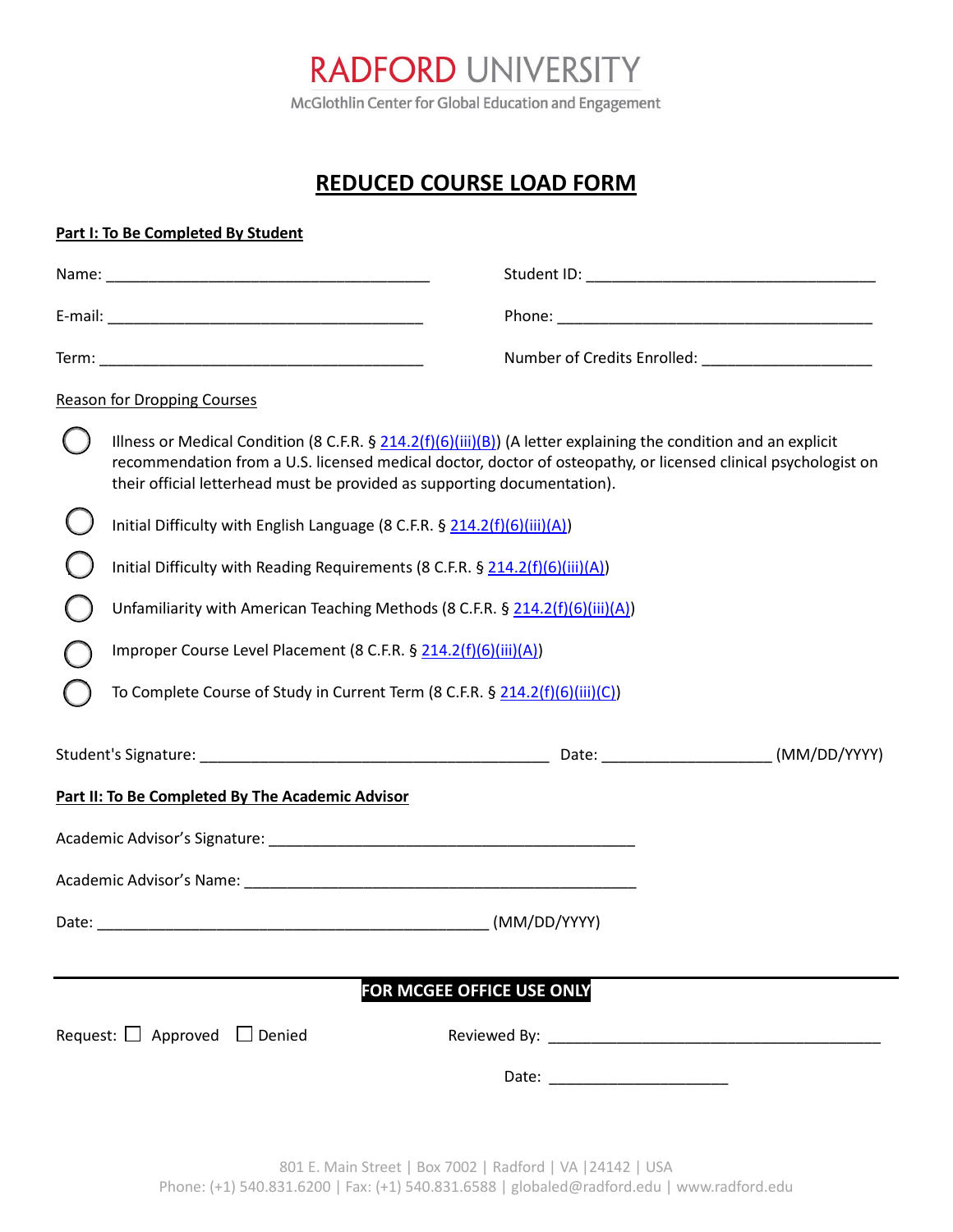# RADFORD UNIVERSITY

McGlothlin Center for Global Education and Engagement

## REDUCED COURSE LOAD FORM

**Part I: To Be Completed By Student**

Name: ______________________________________ Student ID: __________________________________

E-mail: _____________________________________ Phone: _____________________________________

Term: ______________________________________ Number of Credits Enrolled: ____________________

Reason for Dropping Courses

- ◯ Illness or Medical Condition (8 C.F.R. § 214.2(f)(6)(iii)(B)) (A letter explaining the condition and an explicit recommendation from a U.S. licensed medical doctor, doctor of osteopathy, or licensed clinical psychologist on their official letterhead must be provided as supporting documentation).
- ◯ Initial Difficulty with English Language (8 C.F.R. § 214.2(f)(6)(iii)(A))
- ◯ Initial Difficulty with Reading Requirements (8 C.F.R. § 214.2(f)(6)(iii)(A))
- ◯ Unfamiliarity with American Teaching Methods (8 C.F.R. § 214.2(f)(6)(iii)(A))
- ◯ Improper Course Level Placement (8 C.F.R. § 214.2(f)(6)(iii)(A))
- ◯ To Complete Course of Study in Current Term (8 C.F.R. § 214.2(f)(6)(iii)(C))

Student's Signature: _________________________________________ Date: ____________________ (MM/DD/YYYY)

**Part II: To Be Completed By The Academic Advisor**

Academic Advisor's Signature: ____________________________________________

Academic Advisor's Name: _______________________________________________

Date: _______________________________________________ (MM/DD/YYYY)

**FOR MCGEE OFFICE USE ONLY**

Request: ☐ Approved ☐ Denied Reviewed By: _______________________________________

Date: _____________________

801 E. Main Street | Box 7002 | Radford | VA |24142 | USA
Phone: (+1) 540.831.6200 | Fax: (+1) 540.831.6588 | globaled@radford.edu | www.radford.edu